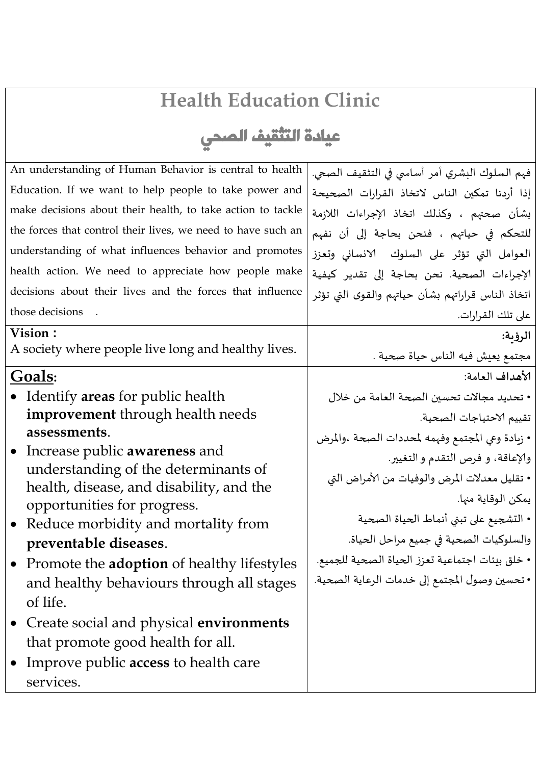# Health Education Clinic

# عيادة التثقيف الصحي

| An understanding of Human Behavior is central to health Education. If we want to help people to take power and make decisions about their health, to take action to tackle the forces that control their lives, we need to have such an understanding of what influences behavior and promotes health action. We need to appreciate how people make decisions about their lives and the forces that influence those decisions . | فهم السلوك البشري أمر أساسي في التثقيف الصحي. إذا أردنا تمكين الناس لاتخاذ القرارات الصحيحة بشأن صحتهم ، وكذلك اتخاذ الإجراءات اللازمة للتحكم في حياتهم ، فنحن بحاجة إلى أن نفهم العوامل التي تؤثر على السلوك الانساني وتعزز الإجراءات الصحية. نحن بحاجة إلى تقدير كيفية اتخاذ الناس قراراتهم بشأن حياتهم والقوى التي تؤثر على تلك القرارات. |
|---|---|
| **Vision :** A society where people live long and healthy lives. | **الرؤية:** مجتمع يعيش فيه الناس حياة صحية . |
| **Goals:** <br>• Identify **areas** for public health **improvement** through health needs **assessments**. <br>• Increase public **awareness** and understanding of the determinants of health, disease, and disability, and the opportunities for progress. <br>• Reduce morbidity and mortality from **preventable diseases**. <br>• Promote the **adoption** of healthy lifestyles and healthy behaviours through all stages of life. <br>• Create social and physical **environments** that promote good health for all. <br>• Improve public **access** to health care services. | **الأهداف العامة:** <br>• تحديد مجالات تحسين الصحة العامة من خلال تقييم الاحتياجات الصحية. <br>• زيادة وعي المجتمع وفهمه لمحددات الصحة ،والمرض والإعاقة، و فرص التقدم و التغيير. <br>• تقليل معدلات المرض والوفيات من الأمراض التي يمكن الوقاية منها. <br>• التشجيع على تبني أنماط الحياة الصحية والسلوكيات الصحية في جميع مراحل الحياة. <br>• خلق بيئات اجتماعية تعزز الحياة الصحية للجميع. <br>• تحسين وصول المجتمع إلى خدمات الرعاية الصحية. |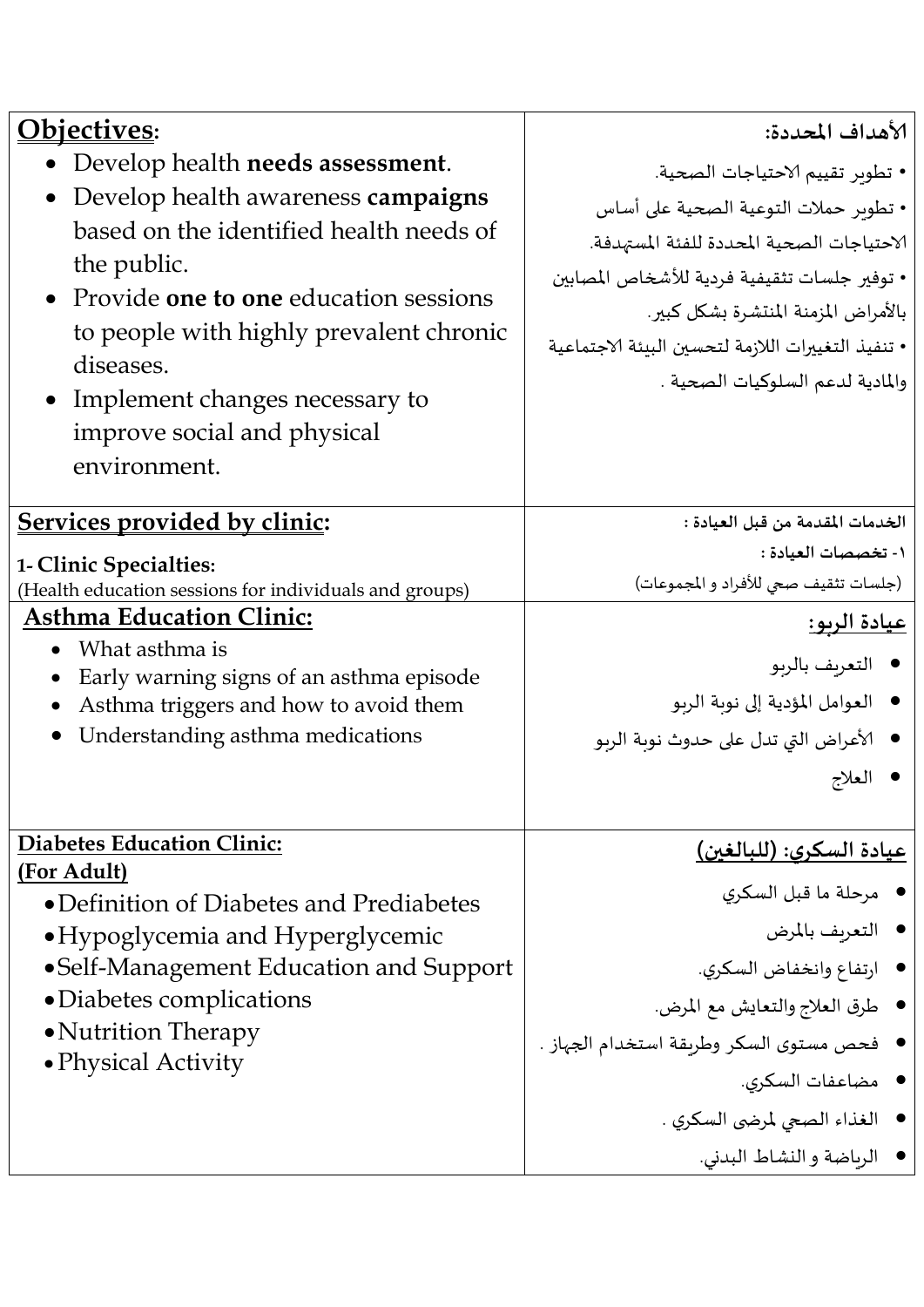| **Objectives:** | **الأهداف المحددة:** |
| --- | --- |
| • Develop health **needs assessment**.<br>• Develop health awareness **campaigns** based on the identified health needs of the public.<br>• Provide **one to one** education sessions to people with highly prevalent chronic diseases.<br>• Implement changes necessary to improve social and physical environment. | • تطوير تقييم الاحتياجات الصحية.<br>• تطوير حملات التوعية الصحية على أساس الاحتياجات الصحية المحددة للفئة المستهدفة.<br>• توفير جلسات تثقيفية فردية للأشخاص المصابين بالأمراض المزمنة المنتشرة بشكل كبير.<br>• تنفيذ التغييرات اللازمة لتحسين البيئة الاجتماعية والمادية لدعم السلوكيات الصحية . |
| **Services provided by clinic:** | **الخدمات المقدمة من قبل العيادة :** |
| **1- Clinic Specialties:**<br>(Health education sessions for individuals and groups) | **١- تخصصات العيادة :**<br>(جلسات تثقيف صحي للأفراد و المجموعات) |
| **Asthma Education Clinic:**<br>• What asthma is<br>• Early warning signs of an asthma episode<br>• Asthma triggers and how to avoid them<br>• Understanding asthma medications | **عيادة الربو:**<br>• التعريف بالربو<br>• العوامل المؤدية إلى نوبة الربو<br>• الأعراض التي تدل على حدوث نوبة الربو<br>• العلاج |
| **Diabetes Education Clinic:**<br>**(For Adult)**<br>• Definition of Diabetes and Prediabetes<br>• Hypoglycemia and Hyperglycemic<br>• Self-Management Education and Support<br>• Diabetes complications<br>• Nutrition Therapy<br>• Physical Activity | **عيادة السكري: (للبالغين)**<br>• مرحلة ما قبل السكري<br>• التعريف بالمرض<br>• ارتفاع وانخفاض السكري.<br>• طرق العلاج والتعايش مع المرض.<br>• فحص مستوى السكر وطريقة استخدام الجهاز .<br>• مضاعفات السكري.<br>• الغذاء الصحي لمرضى السكري .<br>• الرياضة و النشاط البدني. |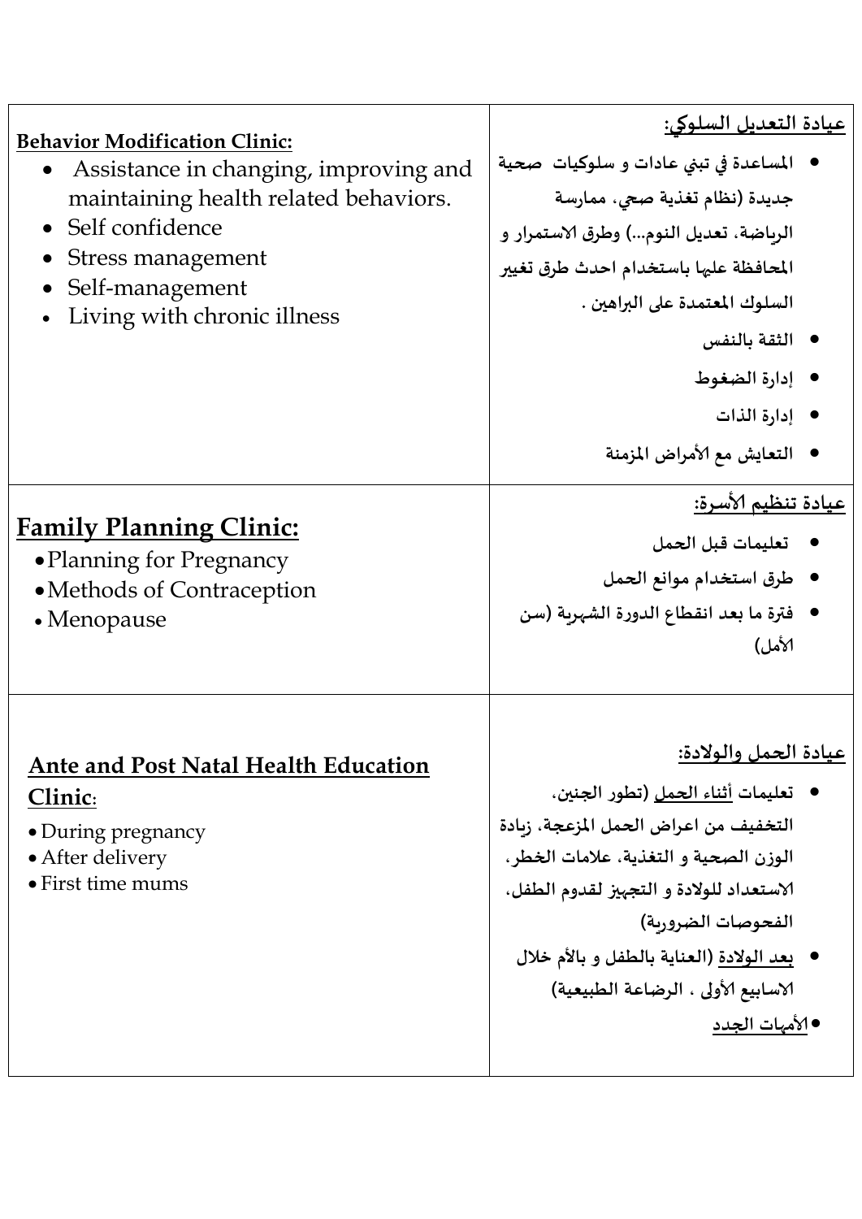| | |
|---|---|
| **Behavior Modification Clinic:**<br>• Assistance in changing, improving and maintaining health related behaviors.<br>• Self confidence<br>• Stress management<br>• Self-management<br>• Living with chronic illness | **عيادة التعديل السلوكي:**<br>• المساعدة في تبني عادات و سلوكيات صحية جديدة (نظام تغذية صحي، ممارسة الرياضة، تعديل النوم...) وطرق الاستمرار و المحافظة عليها باستخدام احدث طرق تغيير السلوك المعتمدة على البراهين .<br>• الثقة بالنفس<br>• إدارة الضغوط<br>• إدارة الذات<br>• التعايش مع الأمراض المزمنة |
| **Family Planning Clinic:**<br>• Planning for Pregnancy<br>• Methods of Contraception<br>• Menopause | **عيادة تنظيم الأسرة:**<br>• تعليمات قبل الحمل<br>• طرق استخدام موانع الحمل<br>• فترة ما بعد انقطاع الدورة الشهرية (سن الأمل) |
| **Ante and Post Natal Health Education Clinic:**<br>• During pregnancy<br>• After delivery<br>• First time mums | **عيادة الحمل والولادة:**<br>• تعليمات أثناء الحمل (تطور الجنين، التخفيف من اعراض الحمل المزعجة، زيادة الوزن الصحية و التغذية، علامات الخطر، الاستعداد للولادة و التجهيز لقدوم الطفل، الفحوصات الضرورية)<br>• بعد الولادة (العناية بالطفل و بالأم خلال الاسابيع الأولى ، الرضاعة الطبيعية)<br>• الأمهات الجدد |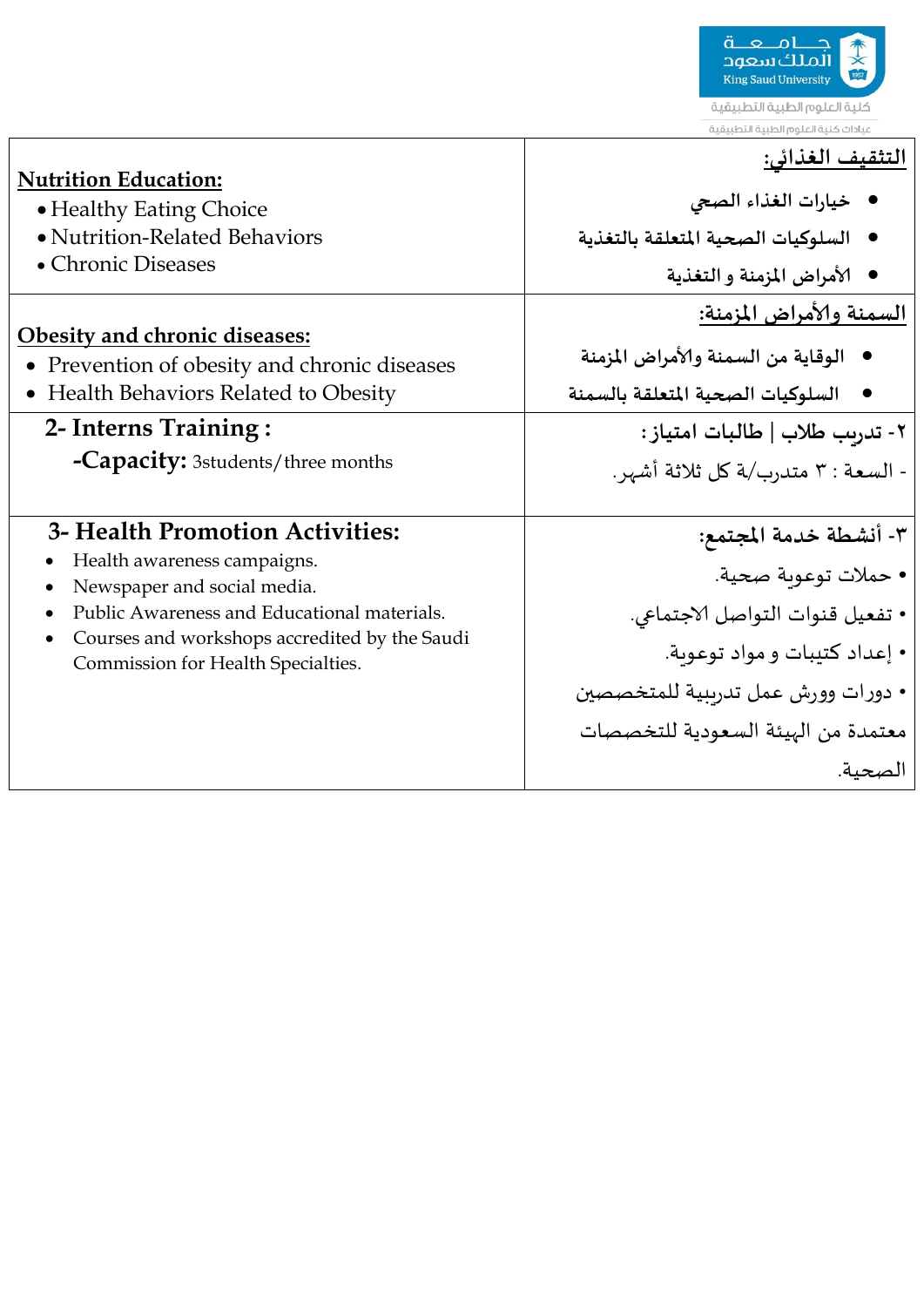| | |
|---|---|
| **Nutrition Education:**<br>• Healthy Eating Choice<br>• Nutrition-Related Behaviors<br>• Chronic Diseases | **التثقيف الغذائي:**<br>• خيارات الغذاء الصحي<br>• السلوكيات الصحية المتعلقة بالتغذية<br>• الأمراض المزمنة و التغذية |
| **Obesity and chronic diseases:**<br>• Prevention of obesity and chronic diseases<br>• Health Behaviors Related to Obesity | **السمنة والأمراض المزمنة:**<br>• الوقاية من السمنة والأمراض المزمنة<br>• السلوكيات الصحية المتعلقة بالسمنة |
| **2- Interns Training :**<br>**-Capacity:** 3students/three months | **٢- تدريب طلاب \| طالبات امتياز :**<br>- السعة : ٣ متدرب/ة كل ثلاثة أشهر. |
| **3- Health Promotion Activities:**<br>• Health awareness campaigns.<br>• Newspaper and social media.<br>• Public Awareness and Educational materials.<br>• Courses and workshops accredited by the Saudi Commission for Health Specialties. | **٣- أنشطة خدمة المجتمع:**<br>• حملات توعوية صحية.<br>• تفعيل قنوات التواصل الاجتماعي.<br>• إعداد كتيبات و مواد توعوية.<br>• دورات وورش عمل تدريبية للمتخصصين معتمدة من الهيئة السعودية للتخصصات الصحية. |